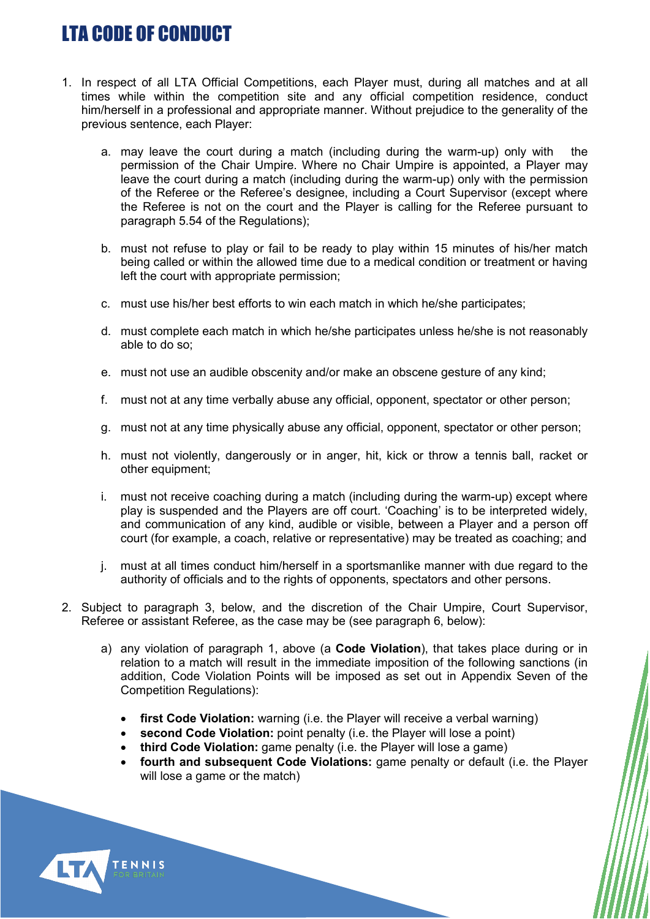# LTA CODE OF CONDUCT

1. In respect of all LTA Official Competitions, each Player must, during all matches and at all times while within the competition site and any official competition residence, conduct him/herself in a professional and appropriate manner. Without prejudice to the generality of the previous sentence, each Player:

    a. may leave the court during a match (including during the warm-up) only with the permission of the Chair Umpire. Where no Chair Umpire is appointed, a Player may leave the court during a match (including during the warm-up) only with the permission of the Referee or the Referee's designee, including a Court Supervisor (except where the Referee is not on the court and the Player is calling for the Referee pursuant to paragraph 5.54 of the Regulations);

    b. must not refuse to play or fail to be ready to play within 15 minutes of his/her match being called or within the allowed time due to a medical condition or treatment or having left the court with appropriate permission;

    c. must use his/her best efforts to win each match in which he/she participates;

    d. must complete each match in which he/she participates unless he/she is not reasonably able to do so;

    e. must not use an audible obscenity and/or make an obscene gesture of any kind;

    f. must not at any time verbally abuse any official, opponent, spectator or other person;

    g. must not at any time physically abuse any official, opponent, spectator or other person;

    h. must not violently, dangerously or in anger, hit, kick or throw a tennis ball, racket or other equipment;

    i. must not receive coaching during a match (including during the warm-up) except where play is suspended and the Players are off court. 'Coaching' is to be interpreted widely, and communication of any kind, audible or visible, between a Player and a person off court (for example, a coach, relative or representative) may be treated as coaching; and

    j. must at all times conduct him/herself in a sportsmanlike manner with due regard to the authority of officials and to the rights of opponents, spectators and other persons.

2. Subject to paragraph 3, below, and the discretion of the Chair Umpire, Court Supervisor, Referee or assistant Referee, as the case may be (see paragraph 6, below):

    a) any violation of paragraph 1, above (a **Code Violation**), that takes place during or in relation to a match will result in the immediate imposition of the following sanctions (in addition, Code Violation Points will be imposed as set out in Appendix Seven of the Competition Regulations):

    - **first Code Violation:** warning (i.e. the Player will receive a verbal warning)
    - **second Code Violation:** point penalty (i.e. the Player will lose a point)
    - **third Code Violation:** game penalty (i.e. the Player will lose a game)
    - **fourth and subsequent Code Violations:** game penalty or default (i.e. the Player will lose a game or the match)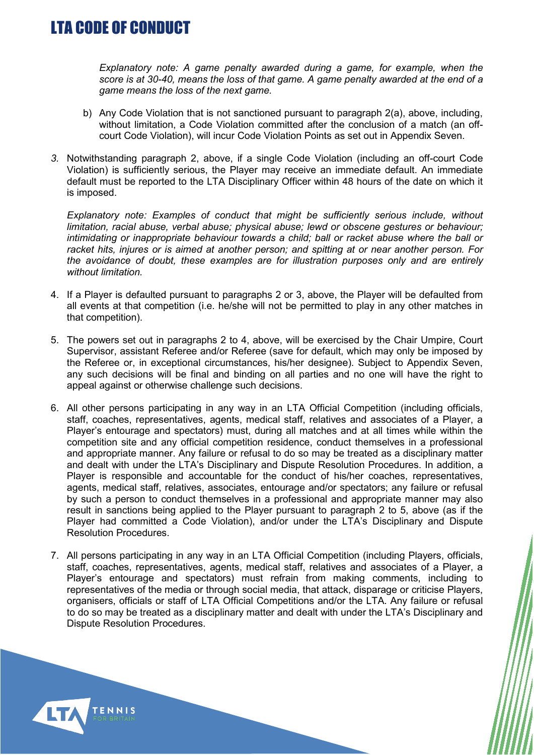*Explanatory note: A game penalty awarded during a game, for example, when the score is at 30-40, means the loss of that game. A game penalty awarded at the end of a game means the loss of the next game.*

b) Any Code Violation that is not sanctioned pursuant to paragraph 2(a), above, including, without limitation, a Code Violation committed after the conclusion of a match (an off-court Code Violation), will incur Code Violation Points as set out in Appendix Seven.

3. Notwithstanding paragraph 2, above, if a single Code Violation (including an off-court Code Violation) is sufficiently serious, the Player may receive an immediate default. An immediate default must be reported to the LTA Disciplinary Officer within 48 hours of the date on which it is imposed.

   *Explanatory note: Examples of conduct that might be sufficiently serious include, without limitation, racial abuse, verbal abuse; physical abuse; lewd or obscene gestures or behaviour; intimidating or inappropriate behaviour towards a child; ball or racket abuse where the ball or racket hits, injures or is aimed at another person; and spitting at or near another person. For the avoidance of doubt, these examples are for illustration purposes only and are entirely without limitation.*

4. If a Player is defaulted pursuant to paragraphs 2 or 3, above, the Player will be defaulted from all events at that competition (i.e. he/she will not be permitted to play in any other matches in that competition).

5. The powers set out in paragraphs 2 to 4, above, will be exercised by the Chair Umpire, Court Supervisor, assistant Referee and/or Referee (save for default, which may only be imposed by the Referee or, in exceptional circumstances, his/her designee). Subject to Appendix Seven, any such decisions will be final and binding on all parties and no one will have the right to appeal against or otherwise challenge such decisions.

6. All other persons participating in any way in an LTA Official Competition (including officials, staff, coaches, representatives, agents, medical staff, relatives and associates of a Player, a Player's entourage and spectators) must, during all matches and at all times while within the competition site and any official competition residence, conduct themselves in a professional and appropriate manner. Any failure or refusal to do so may be treated as a disciplinary matter and dealt with under the LTA's Disciplinary and Dispute Resolution Procedures. In addition, a Player is responsible and accountable for the conduct of his/her coaches, representatives, agents, medical staff, relatives, associates, entourage and/or spectators; any failure or refusal by such a person to conduct themselves in a professional and appropriate manner may also result in sanctions being applied to the Player pursuant to paragraph 2 to 5, above (as if the Player had committed a Code Violation), and/or under the LTA's Disciplinary and Dispute Resolution Procedures.

7. All persons participating in any way in an LTA Official Competition (including Players, officials, staff, coaches, representatives, agents, medical staff, relatives and associates of a Player, a Player's entourage and spectators) must refrain from making comments, including to representatives of the media or through social media, that attack, disparage or criticise Players, organisers, officials or staff of LTA Official Competitions and/or the LTA. Any failure or refusal to do so may be treated as a disciplinary matter and dealt with under the LTA's Disciplinary and Dispute Resolution Procedures.